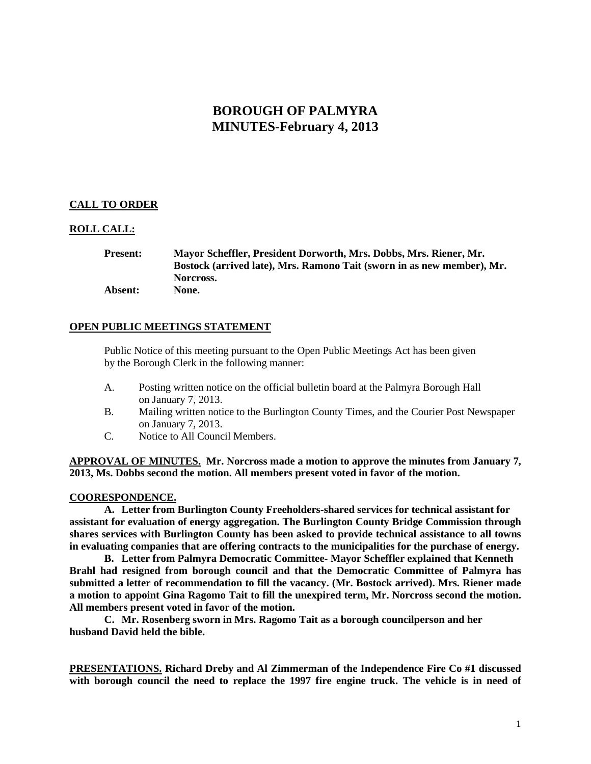# BOROUGH OF PALMYRA
# MINUTES-February 4, 2013

**CALL TO ORDER**

**ROLL CALL:**

**Present:** **Mayor Scheffler, President Dorworth, Mrs. Dobbs, Mrs. Riener, Mr. Bostock (arrived late), Mrs. Ramono Tait (sworn in as new member), Mr. Norcross.**
**Absent:** **None.**

**OPEN PUBLIC MEETINGS STATEMENT**

Public Notice of this meeting pursuant to the Open Public Meetings Act has been given by the Borough Clerk in the following manner:

A. Posting written notice on the official bulletin board at the Palmyra Borough Hall on January 7, 2013.
B. Mailing written notice to the Burlington County Times, and the Courier Post Newspaper on January 7, 2013.
C. Notice to All Council Members.

**APPROVAL OF MINUTES. Mr. Norcross made a motion to approve the minutes from January 7, 2013, Ms. Dobbs second the motion. All members present voted in favor of the motion.**

**COORESPONDENCE.**

**A. Letter from Burlington County Freeholders-shared services for technical assistant for assistant for evaluation of energy aggregation. The Burlington County Bridge Commission through shares services with Burlington County has been asked to provide technical assistance to all towns in evaluating companies that are offering contracts to the municipalities for the purchase of energy.**

**B. Letter from Palmyra Democratic Committee- Mayor Scheffler explained that Kenneth Brahl had resigned from borough council and that the Democratic Committee of Palmyra has submitted a letter of recommendation to fill the vacancy. (Mr. Bostock arrived). Mrs. Riener made a motion to appoint Gina Ragomo Tait to fill the unexpired term, Mr. Norcross second the motion. All members present voted in favor of the motion.**

**C. Mr. Rosenberg sworn in Mrs. Ragomo Tait as a borough councilperson and her husband David held the bible.**

**PRESENTATIONS. Richard Dreby and Al Zimmerman of the Independence Fire Co #1 discussed with borough council the need to replace the 1997 fire engine truck. The vehicle is in need of**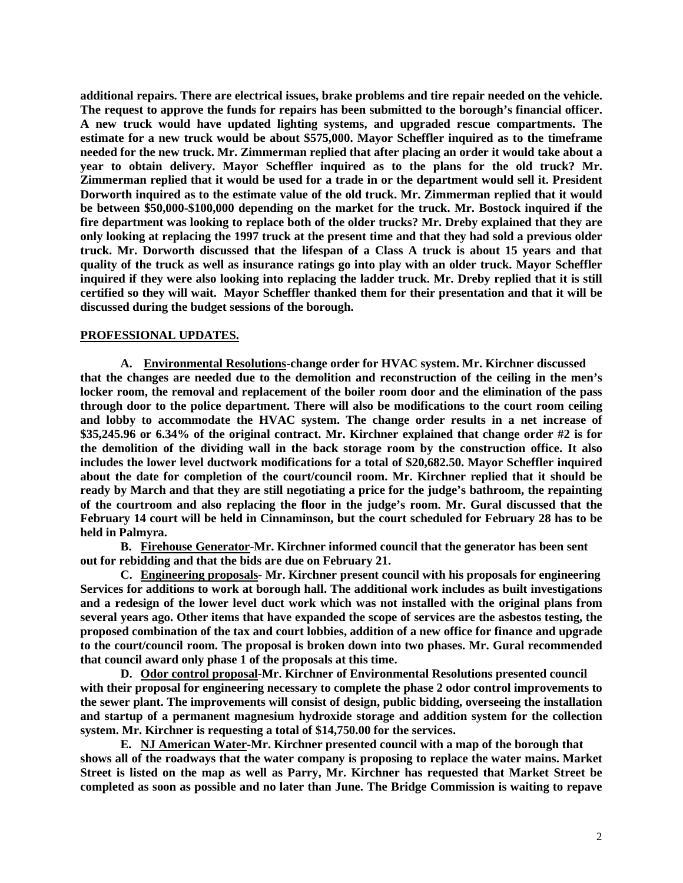**additional repairs. There are electrical issues, brake problems and tire repair needed on the vehicle. The request to approve the funds for repairs has been submitted to the borough's financial officer. A new truck would have updated lighting systems, and upgraded rescue compartments. The estimate for a new truck would be about $575,000. Mayor Scheffler inquired as to the timeframe needed for the new truck. Mr. Zimmerman replied that after placing an order it would take about a year to obtain delivery. Mayor Scheffler inquired as to the plans for the old truck? Mr. Zimmerman replied that it would be used for a trade in or the department would sell it. President Dorworth inquired as to the estimate value of the old truck. Mr. Zimmerman replied that it would be between $50,000-$100,000 depending on the market for the truck. Mr. Bostock inquired if the fire department was looking to replace both of the older trucks? Mr. Dreby explained that they are only looking at replacing the 1997 truck at the present time and that they had sold a previous older truck. Mr. Dorworth discussed that the lifespan of a Class A truck is about 15 years and that quality of the truck as well as insurance ratings go into play with an older truck. Mayor Scheffler inquired if they were also looking into replacing the ladder truck. Mr. Dreby replied that it is still certified so they will wait. Mayor Scheffler thanked them for their presentation and that it will be discussed during the budget sessions of the borough.**

**PROFESSIONAL UPDATES.**

**A. Environmental Resolutions-change order for HVAC system. Mr. Kirchner discussed that the changes are needed due to the demolition and reconstruction of the ceiling in the men's locker room, the removal and replacement of the boiler room door and the elimination of the pass through door to the police department. There will also be modifications to the court room ceiling and lobby to accommodate the HVAC system. The change order results in a net increase of $35,245.96 or 6.34% of the original contract. Mr. Kirchner explained that change order #2 is for the demolition of the dividing wall in the back storage room by the construction office. It also includes the lower level ductwork modifications for a total of $20,682.50. Mayor Scheffler inquired about the date for completion of the court/council room. Mr. Kirchner replied that it should be ready by March and that they are still negotiating a price for the judge's bathroom, the repainting of the courtroom and also replacing the floor in the judge's room. Mr. Gural discussed that the February 14 court will be held in Cinnaminson, but the court scheduled for February 28 has to be held in Palmyra.**

**B. Firehouse Generator-Mr. Kirchner informed council that the generator has been sent out for rebidding and that the bids are due on February 21.**

**C. Engineering proposals- Mr. Kirchner present council with his proposals for engineering Services for additions to work at borough hall. The additional work includes as built investigations and a redesign of the lower level duct work which was not installed with the original plans from several years ago. Other items that have expanded the scope of services are the asbestos testing, the proposed combination of the tax and court lobbies, addition of a new office for finance and upgrade to the court/council room. The proposal is broken down into two phases. Mr. Gural recommended that council award only phase 1 of the proposals at this time.**

**D. Odor control proposal-Mr. Kirchner of Environmental Resolutions presented council with their proposal for engineering necessary to complete the phase 2 odor control improvements to the sewer plant. The improvements will consist of design, public bidding, overseeing the installation and startup of a permanent magnesium hydroxide storage and addition system for the collection system. Mr. Kirchner is requesting a total of $14,750.00 for the services.**

**E. NJ American Water-Mr. Kirchner presented council with a map of the borough that shows all of the roadways that the water company is proposing to replace the water mains. Market Street is listed on the map as well as Parry, Mr. Kirchner has requested that Market Street be completed as soon as possible and no later than June. The Bridge Commission is waiting to repave**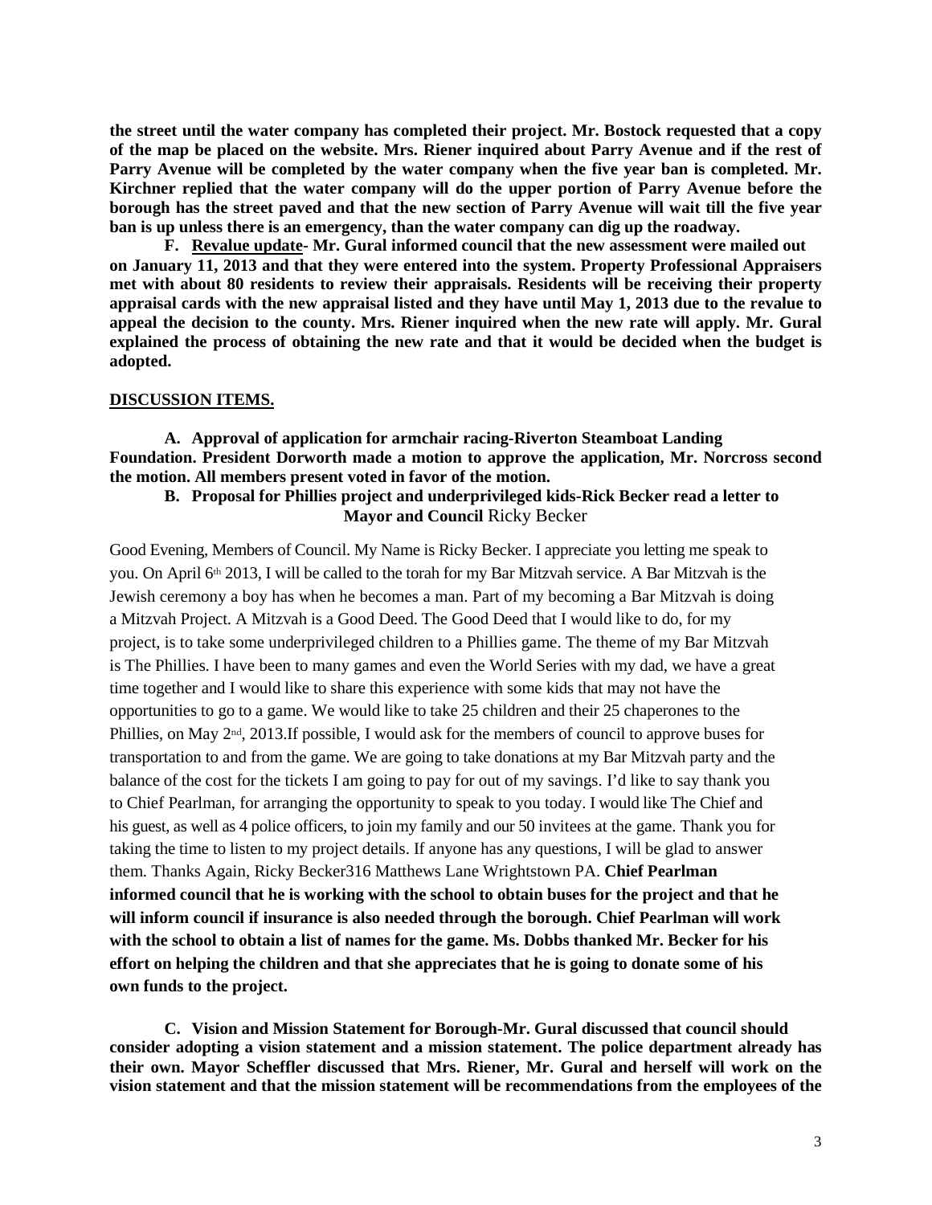**the street until the water company has completed their project. Mr. Bostock requested that a copy of the map be placed on the website. Mrs. Riener inquired about Parry Avenue and if the rest of Parry Avenue will be completed by the water company when the five year ban is completed. Mr. Kirchner replied that the water company will do the upper portion of Parry Avenue before the borough has the street paved and that the new section of Parry Avenue will wait till the five year ban is up unless there is an emergency, than the water company can dig up the roadway.**

**F. <u>Revalue update</u>- Mr. Gural informed council that the new assessment were mailed out on January 11, 2013 and that they were entered into the system. Property Professional Appraisers met with about 80 residents to review their appraisals. Residents will be receiving their property appraisal cards with the new appraisal listed and they have until May 1, 2013 due to the revalue to appeal the decision to the county. Mrs. Riener inquired when the new rate will apply. Mr. Gural explained the process of obtaining the new rate and that it would be decided when the budget is adopted.**

**<u>DISCUSSION ITEMS.</u>**

**A. Approval of application for armchair racing-Riverton Steamboat Landing Foundation. President Dorworth made a motion to approve the application, Mr. Norcross second the motion. All members present voted in favor of the motion.**

**B. Proposal for Phillies project and underprivileged kids-Rick Becker read a letter to Mayor and Council** Ricky Becker

Good Evening, Members of Council. My Name is Ricky Becker. I appreciate you letting me speak to you. On April 6th 2013, I will be called to the torah for my Bar Mitzvah service. A Bar Mitzvah is the Jewish ceremony a boy has when he becomes a man. Part of my becoming a Bar Mitzvah is doing a Mitzvah Project. A Mitzvah is a Good Deed. The Good Deed that I would like to do, for my project, is to take some underprivileged children to a Phillies game. The theme of my Bar Mitzvah is The Phillies. I have been to many games and even the World Series with my dad, we have a great time together and I would like to share this experience with some kids that may not have the opportunities to go to a game. We would like to take 25 children and their 25 chaperones to the Phillies, on May 2nd, 2013.If possible, I would ask for the members of council to approve buses for transportation to and from the game. We are going to take donations at my Bar Mitzvah party and the balance of the cost for the tickets I am going to pay for out of my savings. I'd like to say thank you to Chief Pearlman, for arranging the opportunity to speak to you today. I would like The Chief and his guest, as well as 4 police officers, to join my family and our 50 invitees at the game. Thank you for taking the time to listen to my project details. If anyone has any questions, I will be glad to answer them. Thanks Again, Ricky Becker316 Matthews Lane Wrightstown PA. **Chief Pearlman informed council that he is working with the school to obtain buses for the project and that he will inform council if insurance is also needed through the borough. Chief Pearlman will work with the school to obtain a list of names for the game. Ms. Dobbs thanked Mr. Becker for his effort on helping the children and that she appreciates that he is going to donate some of his own funds to the project.**

**C. Vision and Mission Statement for Borough-Mr. Gural discussed that council should consider adopting a vision statement and a mission statement. The police department already has their own. Mayor Scheffler discussed that Mrs. Riener, Mr. Gural and herself will work on the vision statement and that the mission statement will be recommendations from the employees of the**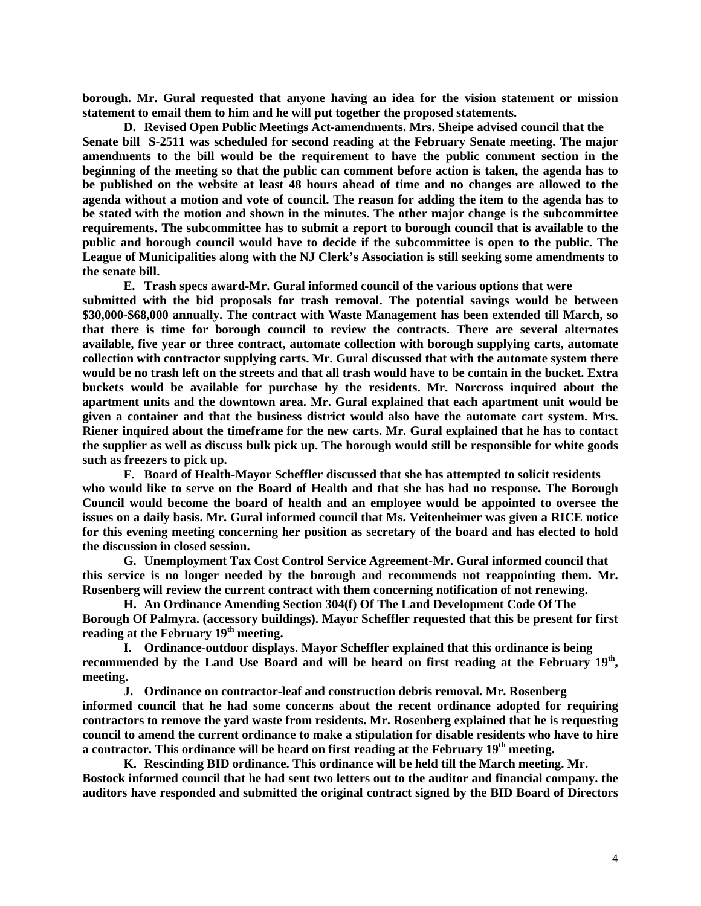**borough. Mr. Gural requested that anyone having an idea for the vision statement or mission statement to email them to him and he will put together the proposed statements.**

**D. Revised Open Public Meetings Act-amendments. Mrs. Sheipe advised council that the Senate bill S-2511 was scheduled for second reading at the February Senate meeting. The major amendments to the bill would be the requirement to have the public comment section in the beginning of the meeting so that the public can comment before action is taken, the agenda has to be published on the website at least 48 hours ahead of time and no changes are allowed to the agenda without a motion and vote of council. The reason for adding the item to the agenda has to be stated with the motion and shown in the minutes. The other major change is the subcommittee requirements. The subcommittee has to submit a report to borough council that is available to the public and borough council would have to decide if the subcommittee is open to the public. The League of Municipalities along with the NJ Clerk's Association is still seeking some amendments to the senate bill.**

**E. Trash specs award-Mr. Gural informed council of the various options that were submitted with the bid proposals for trash removal. The potential savings would be between $30,000-$68,000 annually. The contract with Waste Management has been extended till March, so that there is time for borough council to review the contracts. There are several alternates available, five year or three contract, automate collection with borough supplying carts, automate collection with contractor supplying carts. Mr. Gural discussed that with the automate system there would be no trash left on the streets and that all trash would have to be contain in the bucket. Extra buckets would be available for purchase by the residents. Mr. Norcross inquired about the apartment units and the downtown area. Mr. Gural explained that each apartment unit would be given a container and that the business district would also have the automate cart system. Mrs. Riener inquired about the timeframe for the new carts. Mr. Gural explained that he has to contact the supplier as well as discuss bulk pick up. The borough would still be responsible for white goods such as freezers to pick up.**

**F. Board of Health-Mayor Scheffler discussed that she has attempted to solicit residents who would like to serve on the Board of Health and that she has had no response. The Borough Council would become the board of health and an employee would be appointed to oversee the issues on a daily basis. Mr. Gural informed council that Ms. Veitenheimer was given a RICE notice for this evening meeting concerning her position as secretary of the board and has elected to hold the discussion in closed session.**

**G. Unemployment Tax Cost Control Service Agreement-Mr. Gural informed council that this service is no longer needed by the borough and recommends not reappointing them. Mr. Rosenberg will review the current contract with them concerning notification of not renewing.**

**H. An Ordinance Amending Section 304(f) Of The Land Development Code Of The Borough Of Palmyra. (accessory buildings). Mayor Scheffler requested that this be present for first reading at the February 19th meeting.**

**I. Ordinance-outdoor displays. Mayor Scheffler explained that this ordinance is being recommended by the Land Use Board and will be heard on first reading at the February 19th, meeting.**

**J. Ordinance on contractor-leaf and construction debris removal. Mr. Rosenberg informed council that he had some concerns about the recent ordinance adopted for requiring contractors to remove the yard waste from residents. Mr. Rosenberg explained that he is requesting council to amend the current ordinance to make a stipulation for disable residents who have to hire a contractor. This ordinance will be heard on first reading at the February 19th meeting.**

**K. Rescinding BID ordinance. This ordinance will be held till the March meeting. Mr. Bostock informed council that he had sent two letters out to the auditor and financial company. the auditors have responded and submitted the original contract signed by the BID Board of Directors**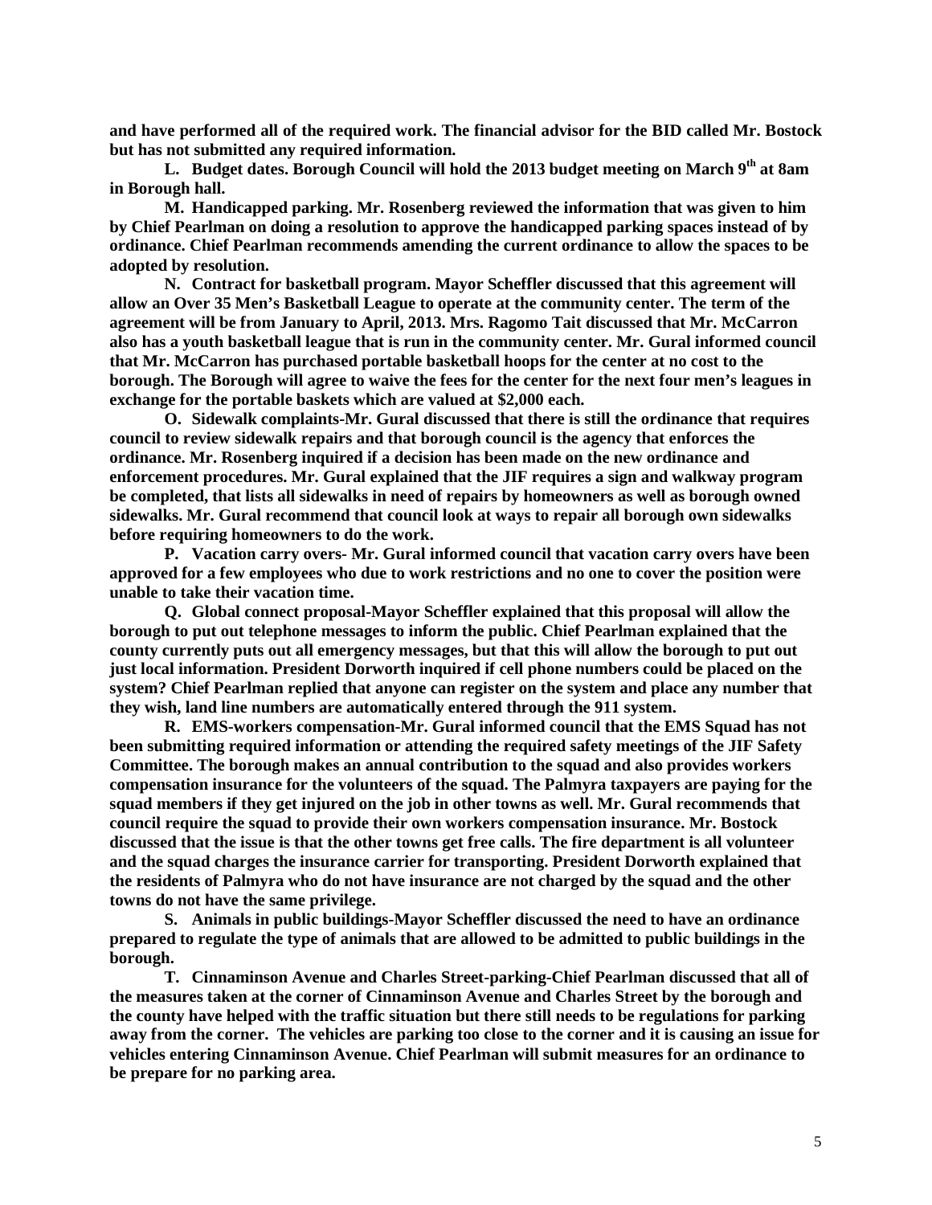**and have performed all of the required work. The financial advisor for the BID called Mr. Bostock but has not submitted any required information.**

**L. Budget dates. Borough Council will hold the 2013 budget meeting on March 9th at 8am in Borough hall.**

**M. Handicapped parking. Mr. Rosenberg reviewed the information that was given to him by Chief Pearlman on doing a resolution to approve the handicapped parking spaces instead of by ordinance. Chief Pearlman recommends amending the current ordinance to allow the spaces to be adopted by resolution.**

**N. Contract for basketball program. Mayor Scheffler discussed that this agreement will allow an Over 35 Men's Basketball League to operate at the community center. The term of the agreement will be from January to April, 2013. Mrs. Ragomo Tait discussed that Mr. McCarron also has a youth basketball league that is run in the community center. Mr. Gural informed council that Mr. McCarron has purchased portable basketball hoops for the center at no cost to the borough. The Borough will agree to waive the fees for the center for the next four men's leagues in exchange for the portable baskets which are valued at $2,000 each.**

**O. Sidewalk complaints-Mr. Gural discussed that there is still the ordinance that requires council to review sidewalk repairs and that borough council is the agency that enforces the ordinance. Mr. Rosenberg inquired if a decision has been made on the new ordinance and enforcement procedures. Mr. Gural explained that the JIF requires a sign and walkway program be completed, that lists all sidewalks in need of repairs by homeowners as well as borough owned sidewalks. Mr. Gural recommend that council look at ways to repair all borough own sidewalks before requiring homeowners to do the work.**

**P. Vacation carry overs- Mr. Gural informed council that vacation carry overs have been approved for a few employees who due to work restrictions and no one to cover the position were unable to take their vacation time.**

**Q. Global connect proposal-Mayor Scheffler explained that this proposal will allow the borough to put out telephone messages to inform the public. Chief Pearlman explained that the county currently puts out all emergency messages, but that this will allow the borough to put out just local information. President Dorworth inquired if cell phone numbers could be placed on the system? Chief Pearlman replied that anyone can register on the system and place any number that they wish, land line numbers are automatically entered through the 911 system.**

**R. EMS-workers compensation-Mr. Gural informed council that the EMS Squad has not been submitting required information or attending the required safety meetings of the JIF Safety Committee. The borough makes an annual contribution to the squad and also provides workers compensation insurance for the volunteers of the squad. The Palmyra taxpayers are paying for the squad members if they get injured on the job in other towns as well. Mr. Gural recommends that council require the squad to provide their own workers compensation insurance. Mr. Bostock discussed that the issue is that the other towns get free calls. The fire department is all volunteer and the squad charges the insurance carrier for transporting. President Dorworth explained that the residents of Palmyra who do not have insurance are not charged by the squad and the other towns do not have the same privilege.**

**S. Animals in public buildings-Mayor Scheffler discussed the need to have an ordinance prepared to regulate the type of animals that are allowed to be admitted to public buildings in the borough.**

**T. Cinnaminson Avenue and Charles Street-parking-Chief Pearlman discussed that all of the measures taken at the corner of Cinnaminson Avenue and Charles Street by the borough and the county have helped with the traffic situation but there still needs to be regulations for parking away from the corner. The vehicles are parking too close to the corner and it is causing an issue for vehicles entering Cinnaminson Avenue. Chief Pearlman will submit measures for an ordinance to be prepare for no parking area.**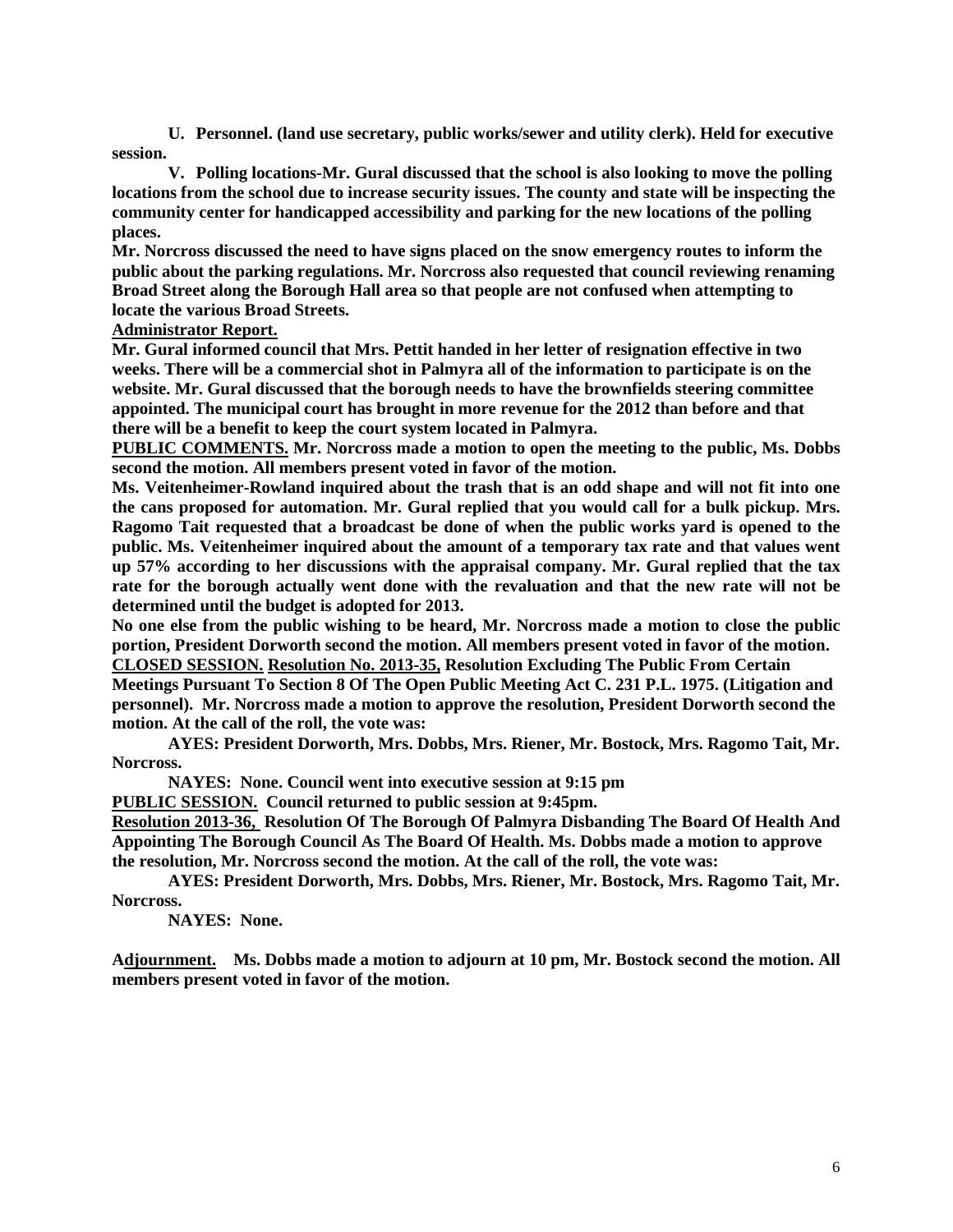**U. Personnel. (land use secretary, public works/sewer and utility clerk). Held for executive session.**

**V. Polling locations-Mr. Gural discussed that the school is also looking to move the polling locations from the school due to increase security issues. The county and state will be inspecting the community center for handicapped accessibility and parking for the new locations of the polling places.**

**Mr. Norcross discussed the need to have signs placed on the snow emergency routes to inform the public about the parking regulations. Mr. Norcross also requested that council reviewing renaming Broad Street along the Borough Hall area so that people are not confused when attempting to locate the various Broad Streets.**

**Administrator Report.**

**Mr. Gural informed council that Mrs. Pettit handed in her letter of resignation effective in two weeks. There will be a commercial shot in Palmyra all of the information to participate is on the website. Mr. Gural discussed that the borough needs to have the brownfields steering committee appointed. The municipal court has brought in more revenue for the 2012 than before and that there will be a benefit to keep the court system located in Palmyra.**

**PUBLIC COMMENTS. Mr. Norcross made a motion to open the meeting to the public, Ms. Dobbs second the motion. All members present voted in favor of the motion.**

**Ms. Veitenheimer-Rowland inquired about the trash that is an odd shape and will not fit into one the cans proposed for automation. Mr. Gural replied that you would call for a bulk pickup. Mrs. Ragomo Tait requested that a broadcast be done of when the public works yard is opened to the public. Ms. Veitenheimer inquired about the amount of a temporary tax rate and that values went up 57% according to her discussions with the appraisal company. Mr. Gural replied that the tax rate for the borough actually went done with the revaluation and that the new rate will not be determined until the budget is adopted for 2013.**

**No one else from the public wishing to be heard, Mr. Norcross made a motion to close the public portion, President Dorworth second the motion. All members present voted in favor of the motion.**

**CLOSED SESSION. Resolution No. 2013-35, Resolution Excluding The Public From Certain Meetings Pursuant To Section 8 Of The Open Public Meeting Act C. 231 P.L. 1975. (Litigation and personnel). Mr. Norcross made a motion to approve the resolution, President Dorworth second the motion. At the call of the roll, the vote was:**

**AYES: President Dorworth, Mrs. Dobbs, Mrs. Riener, Mr. Bostock, Mrs. Ragomo Tait, Mr. Norcross.**

**NAYES: None. Council went into executive session at 9:15 pm**

**PUBLIC SESSION. Council returned to public session at 9:45pm.**

**Resolution 2013-36, Resolution Of The Borough Of Palmyra Disbanding The Board Of Health And Appointing The Borough Council As The Board Of Health. Ms. Dobbs made a motion to approve the resolution, Mr. Norcross second the motion. At the call of the roll, the vote was:**

**AYES: President Dorworth, Mrs. Dobbs, Mrs. Riener, Mr. Bostock, Mrs. Ragomo Tait, Mr. Norcross.**

**NAYES: None.**

**Adjournment. Ms. Dobbs made a motion to adjourn at 10 pm, Mr. Bostock second the motion. All members present voted in favor of the motion.**